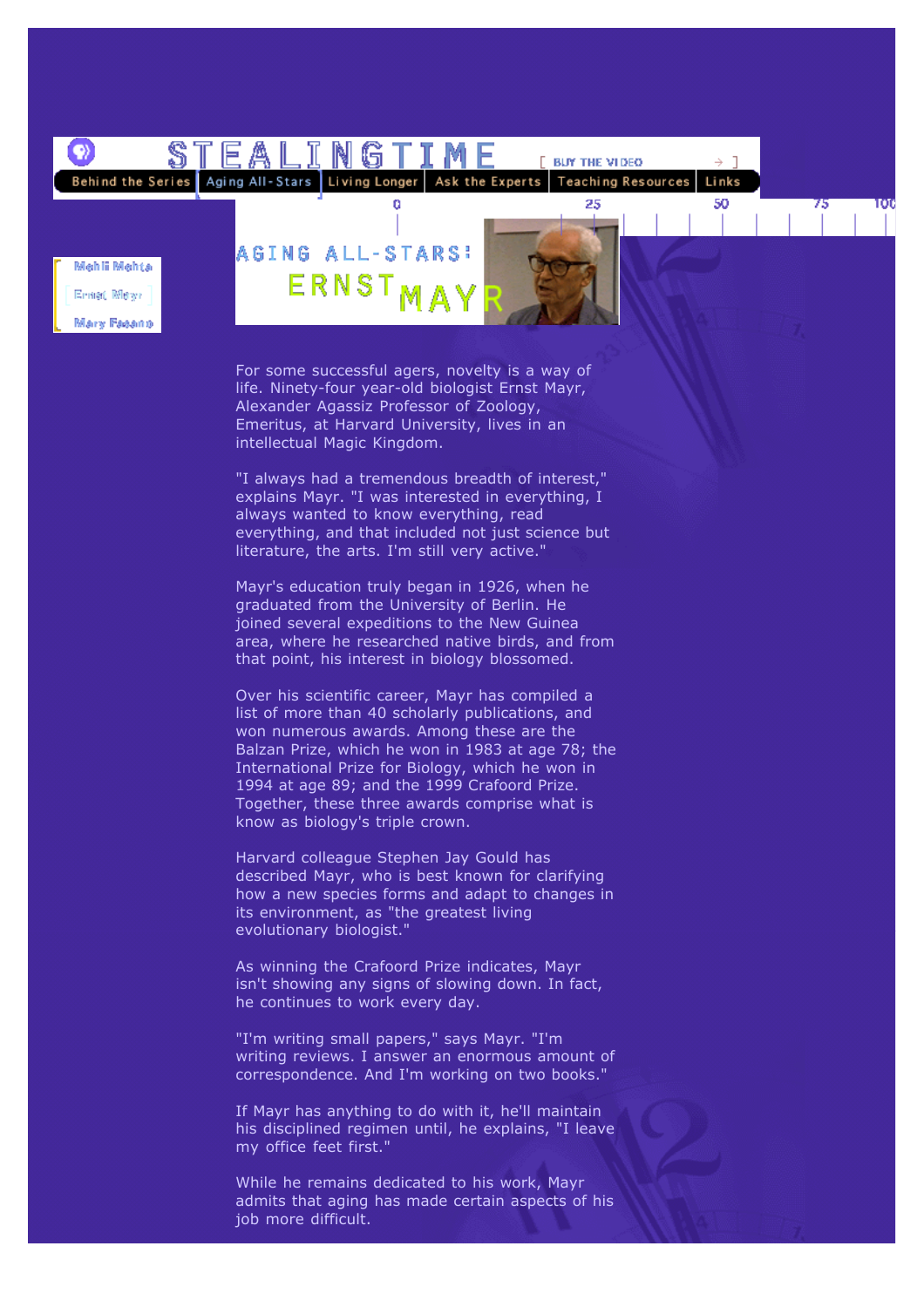STEALINGTIME

[ BUY THE VIDEO → ]

Behind the Series | Aging All-Stars | Living Longer | Ask the Experts | Teaching Resources | Links

Mehli Mehta
Ernst Mayr
Mary Fasano

# AGING ALL-STARS: ERNST MAYR

For some successful agers, novelty is a way of life. Ninety-four year-old biologist Ernst Mayr, Alexander Agassiz Professor of Zoology, Emeritus, at Harvard University, lives in an intellectual Magic Kingdom.

"I always had a tremendous breadth of interest," explains Mayr. "I was interested in everything, I always wanted to know everything, read everything, and that included not just science but literature, the arts. I'm still very active."

Mayr's education truly began in 1926, when he graduated from the University of Berlin. He joined several expeditions to the New Guinea area, where he researched native birds, and from that point, his interest in biology blossomed.

Over his scientific career, Mayr has compiled a list of more than 40 scholarly publications, and won numerous awards. Among these are the Balzan Prize, which he won in 1983 at age 78; the International Prize for Biology, which he won in 1994 at age 89; and the 1999 Crafoord Prize. Together, these three awards comprise what is know as biology's triple crown.

Harvard colleague Stephen Jay Gould has described Mayr, who is best known for clarifying how a new species forms and adapt to changes in its environment, as "the greatest living evolutionary biologist."

As winning the Crafoord Prize indicates, Mayr isn't showing any signs of slowing down. In fact, he continues to work every day.

"I'm writing small papers," says Mayr. "I'm writing reviews. I answer an enormous amount of correspondence. And I'm working on two books."

If Mayr has anything to do with it, he'll maintain his disciplined regimen until, he explains, "I leave my office feet first."

While he remains dedicated to his work, Mayr admits that aging has made certain aspects of his job more difficult.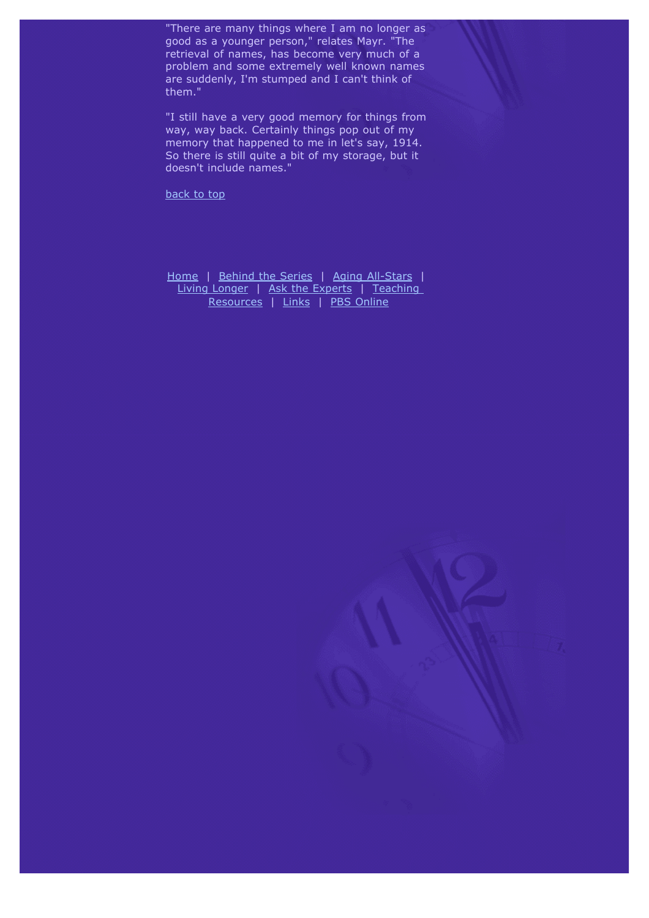"There are many things where I am no longer as good as a younger person," relates Mayr. "The retrieval of names, has become very much of a problem and some extremely well known names are suddenly, I'm stumped and I can't think of them."

"I still have a very good memory for things from way, way back. Certainly things pop out of my memory that happened to me in let's say, 1914. So there is still quite a bit of my storage, but it doesn't include names."

back to top

Home | Behind the Series | Aging All-Stars | Living Longer | Ask the Experts | Teaching Resources | Links | PBS Online